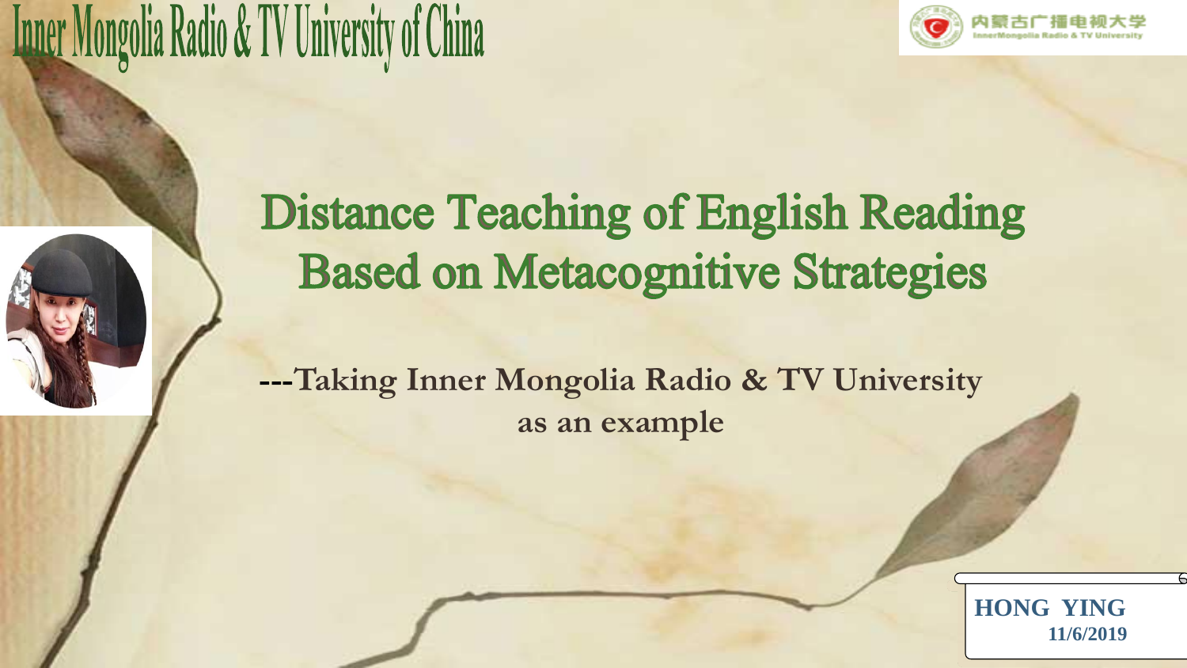Inner Mongolia Radio & TV University of China

内蒙古广播电视大学
InnerMongolia Radio & TV University

# Distance Teaching of English Reading Based on Metacognitive Strategies

**---Taking Inner Mongolia Radio & TV University as an example**

**HONG YING**
**11/6/2019**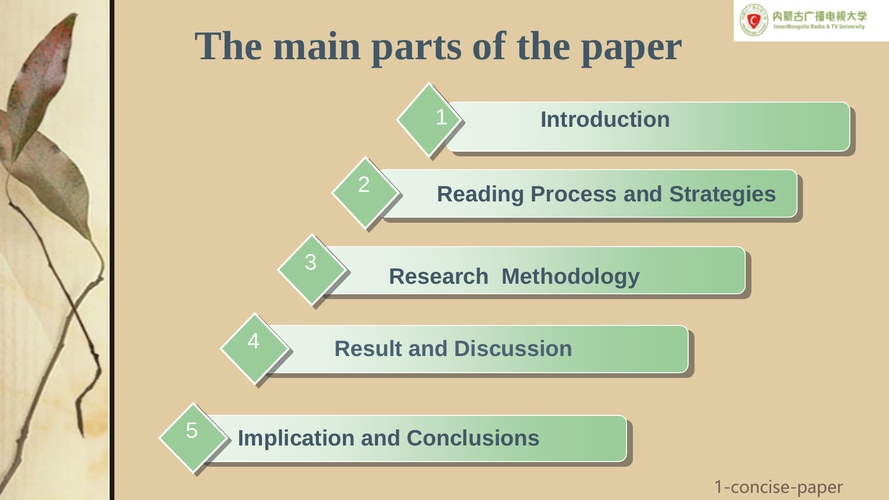# The main parts of the paper

1. Introduction
2. Reading Process and Strategies
3. Research Methodology
4. Result and Discussion
5. Implication and Conclusions

1-concise-paper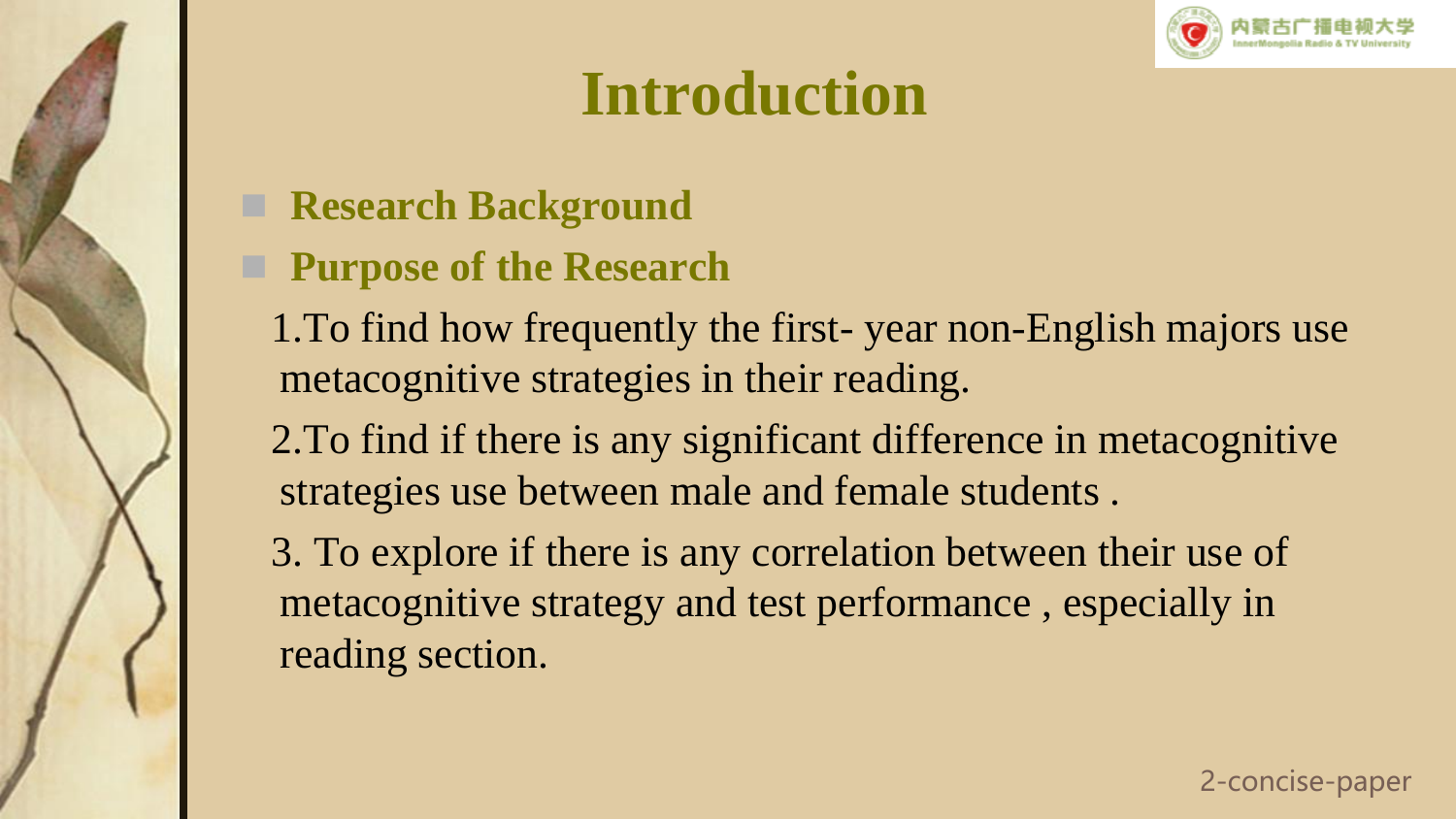# Introduction

- **Research Background**
- **Purpose of the Research**

1.To find how frequently the first- year non-English majors use metacognitive strategies in their reading.

2.To find if there is any significant difference in metacognitive strategies use between male and female students .

3. To explore if there is any correlation between their use of metacognitive strategy and test performance , especially in reading section.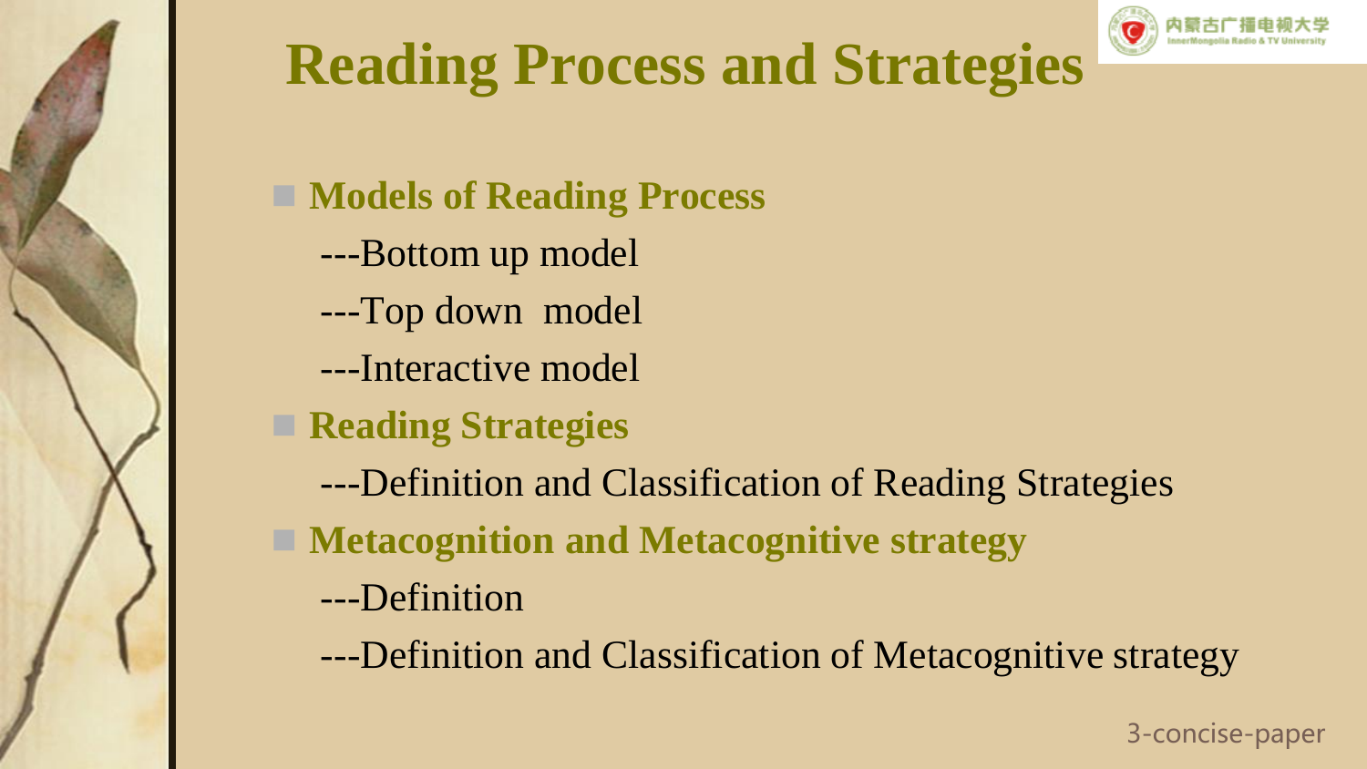# Reading Process and Strategies

- **Models of Reading Process**
  - ---Bottom up model
  - ---Top down model
  - ---Interactive model
- **Reading Strategies**
  - ---Definition and Classification of Reading Strategies
- **Metacognition and Metacognitive strategy**
  - ---Definition
  - ---Definition and Classification of Metacognitive strategy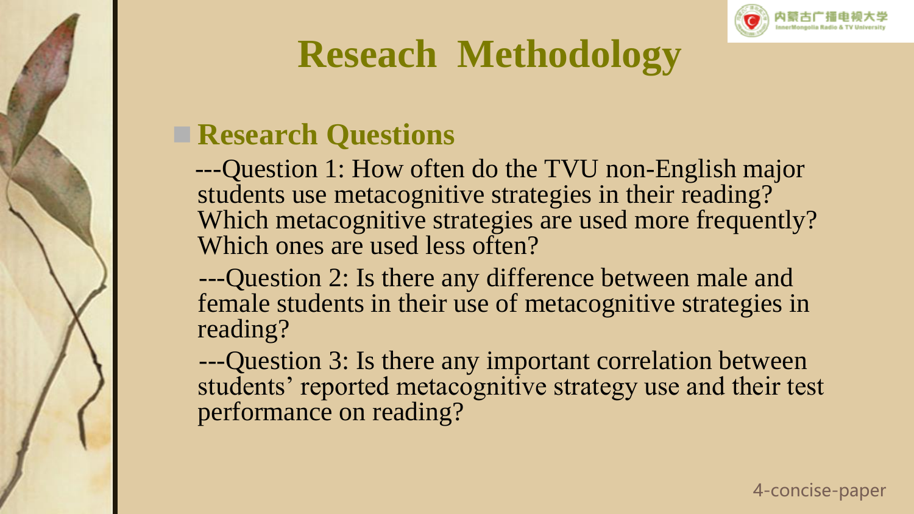# Reseach Methodology

## Research Questions

---Question 1: How often do the TVU non-English major students use metacognitive strategies in their reading? Which metacognitive strategies are used more frequently? Which ones are used less often?

---Question 2: Is there any difference between male and female students in their use of metacognitive strategies in reading?

---Question 3: Is there any important correlation between students' reported metacognitive strategy use and their test performance on reading?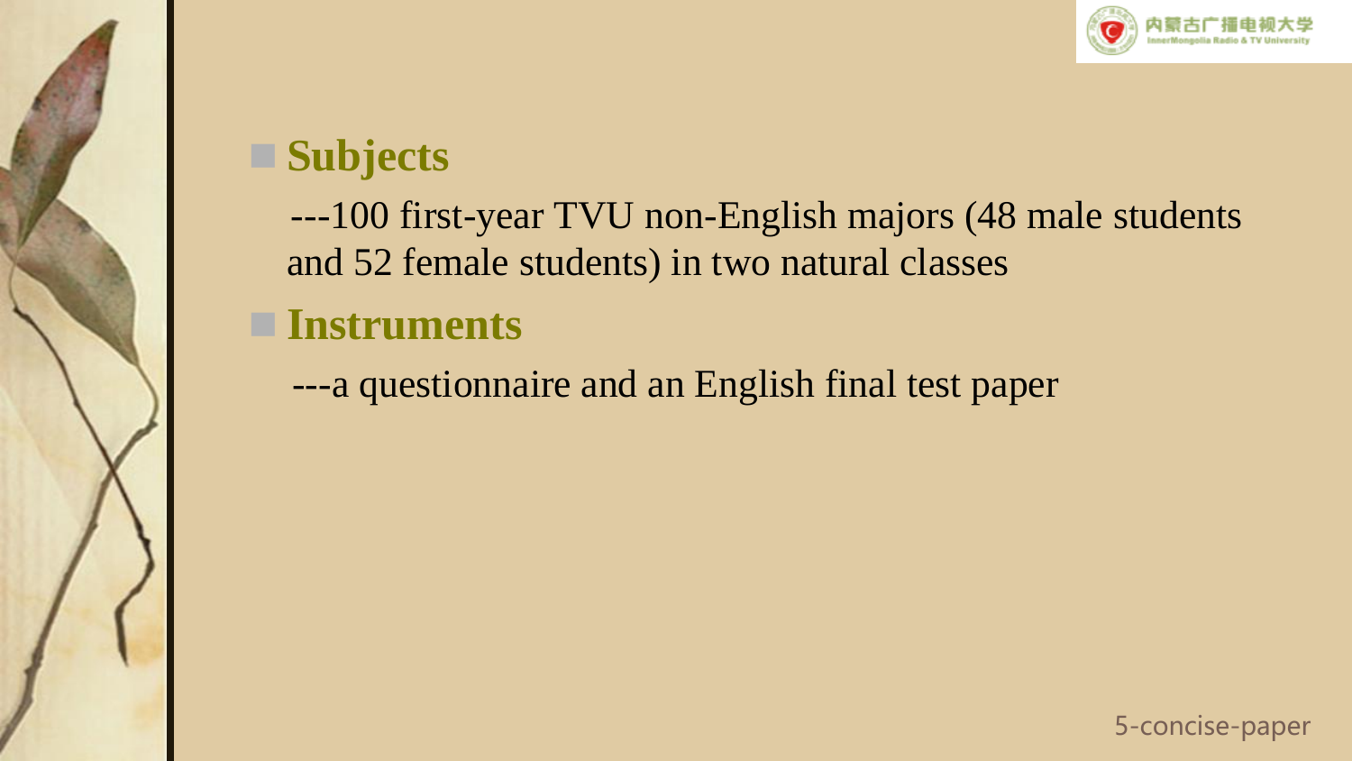- **Subjects**

  ---100 first-year TVU non-English majors (48 male students and 52 female students) in two natural classes

- **Instruments**

  ---a questionnaire and an English final test paper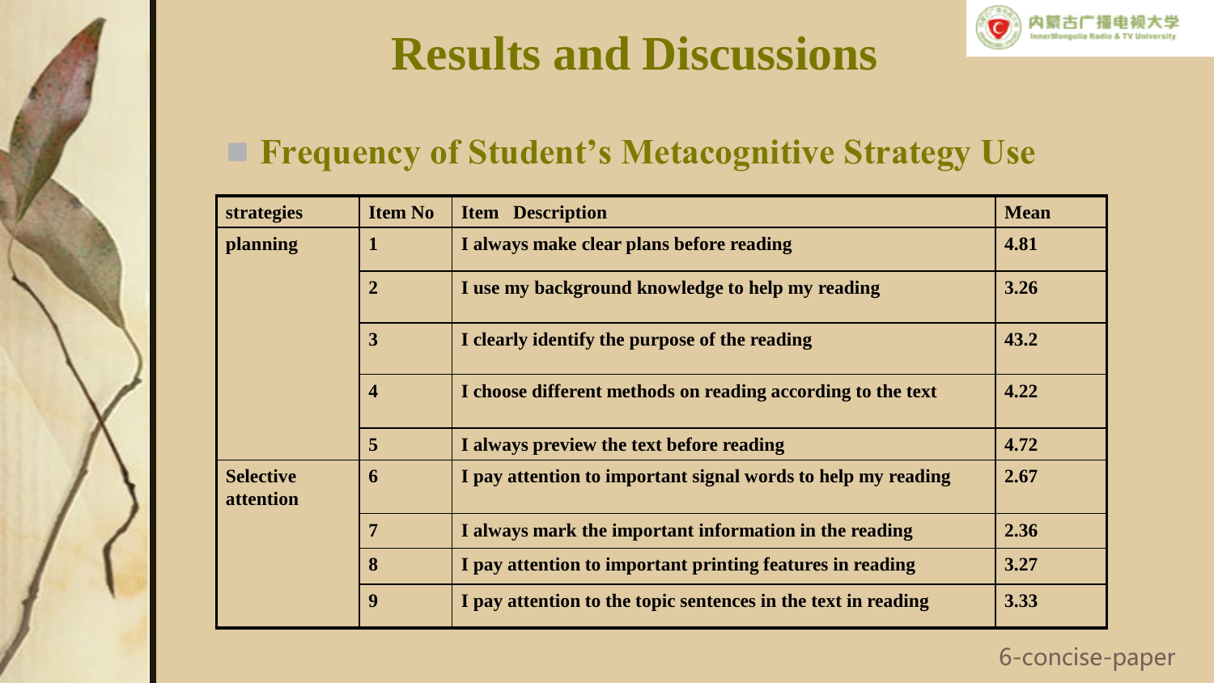# Results and Discussions

## Frequency of Student's Metacognitive Strategy Use

| strategies | Item No | Item Description | Mean |
|---|---|---|---|
| planning | 1 | I always make clear plans before reading | 4.81 |
| | 2 | I use my background knowledge to help my reading | 3.26 |
| | 3 | I clearly identify the purpose of the reading | 43.2 |
| | 4 | I choose different methods on reading according to the text | 4.22 |
| | 5 | I always preview the text before reading | 4.72 |
| Selective attention | 6 | I pay attention to important signal words to help my reading | 2.67 |
| | 7 | I always mark the important information in the reading | 2.36 |
| | 8 | I pay attention to important printing features in reading | 3.27 |
| | 9 | I pay attention to the topic sentences in the text in reading | 3.33 |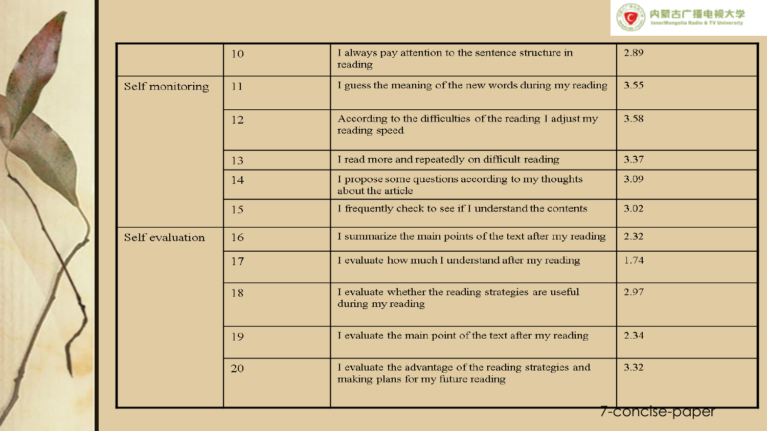| | | | |
|---|---|---|---|
| | 10 | I always pay attention to the sentence structure in reading | 2.89 |
| Self monitoring | 11 | I guess the meaning of the new words during my reading | 3.55 |
| | 12 | According to the difficulties of the reading I adjust my reading speed | 3.58 |
| | 13 | I read more and repeatedly on difficult reading | 3.37 |
| | 14 | I propose some questions according to my thoughts about the article | 3.09 |
| | 15 | I frequently check to see if I understand the contents | 3.02 |
| Self evaluation | 16 | I summarize the main points of the text after my reading | 2.32 |
| | 17 | I evaluate how much I understand after my reading | 1.74 |
| | 18 | I evaluate whether the reading strategies are useful during my reading | 2.97 |
| | 19 | I evaluate the main point of the text after my reading | 2.34 |
| | 20 | I evaluate the advantage of the reading strategies and making plans for my future reading | 3.32 |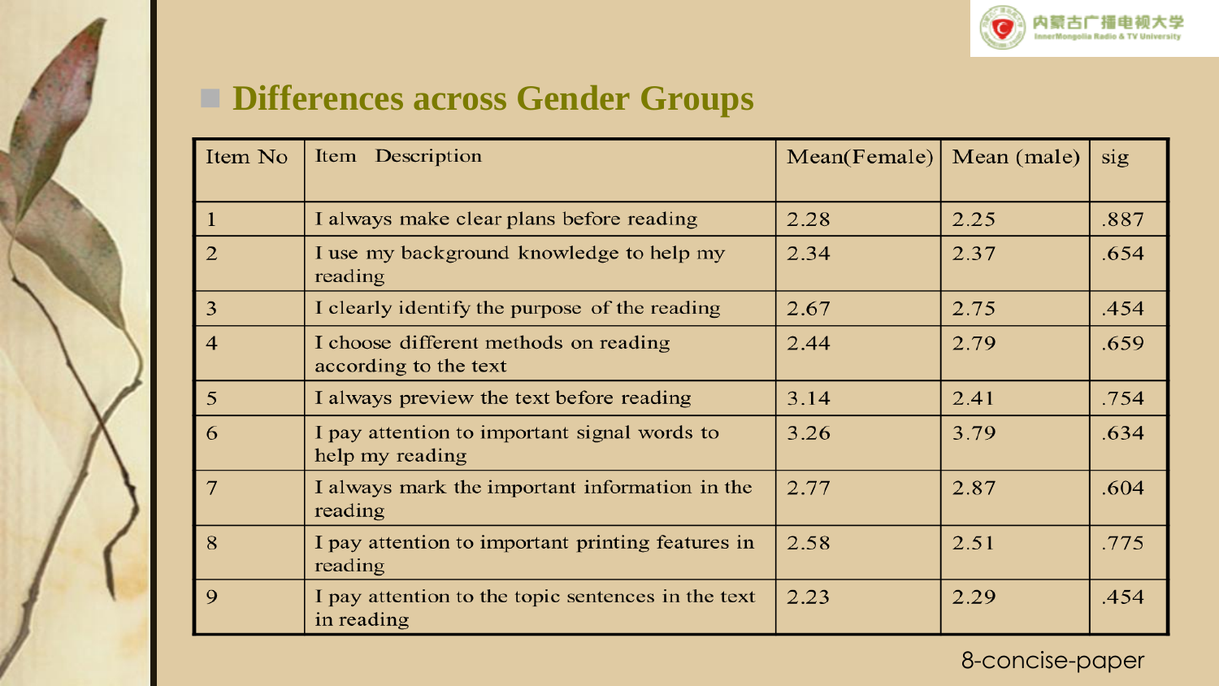## Differences across Gender Groups

| Item No | Item Description | Mean(Female) | Mean (male) | sig |
|---|---|---|---|---|
| 1 | I always make clear plans before reading | 2.28 | 2.25 | .887 |
| 2 | I use my background knowledge to help my reading | 2.34 | 2.37 | .654 |
| 3 | I clearly identify the purpose of the reading | 2.67 | 2.75 | .454 |
| 4 | I choose different methods on reading according to the text | 2.44 | 2.79 | .659 |
| 5 | I always preview the text before reading | 3.14 | 2.41 | .754 |
| 6 | I pay attention to important signal words to help my reading | 3.26 | 3.79 | .634 |
| 7 | I always mark the important information in the reading | 2.77 | 2.87 | .604 |
| 8 | I pay attention to important printing features in reading | 2.58 | 2.51 | .775 |
| 9 | I pay attention to the topic sentences in the text in reading | 2.23 | 2.29 | .454 |

8-concise-paper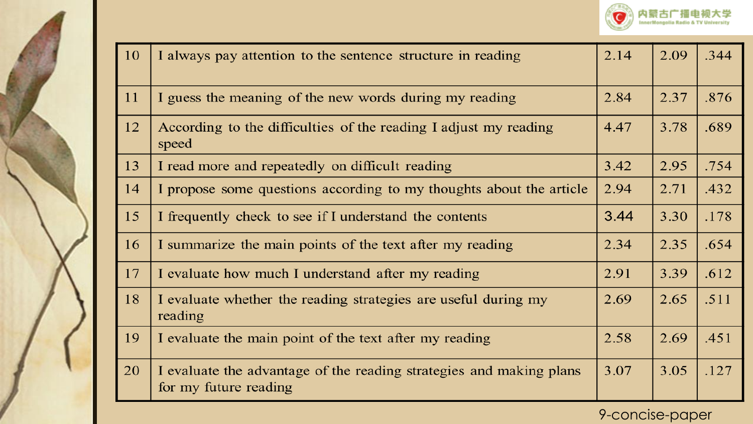| 10 | I always pay attention to the sentence structure in reading | 2.14 | 2.09 | .344 |
|---|---|---|---|---|
| 11 | I guess the meaning of the new words during my reading | 2.84 | 2.37 | .876 |
| 12 | According to the difficulties of the reading I adjust my reading speed | 4.47 | 3.78 | .689 |
| 13 | I read more and repeatedly on difficult reading | 3.42 | 2.95 | .754 |
| 14 | I propose some questions according to my thoughts about the article | 2.94 | 2.71 | .432 |
| 15 | I frequently check to see if I understand the contents | 3.44 | 3.30 | .178 |
| 16 | I summarize the main points of the text after my reading | 2.34 | 2.35 | .654 |
| 17 | I evaluate how much I understand after my reading | 2.91 | 3.39 | .612 |
| 18 | I evaluate whether the reading strategies are useful during my reading | 2.69 | 2.65 | .511 |
| 19 | I evaluate the main point of the text after my reading | 2.58 | 2.69 | .451 |
| 20 | I evaluate the advantage of the reading strategies and making plans for my future reading | 3.07 | 3.05 | .127 |

9-concise-paper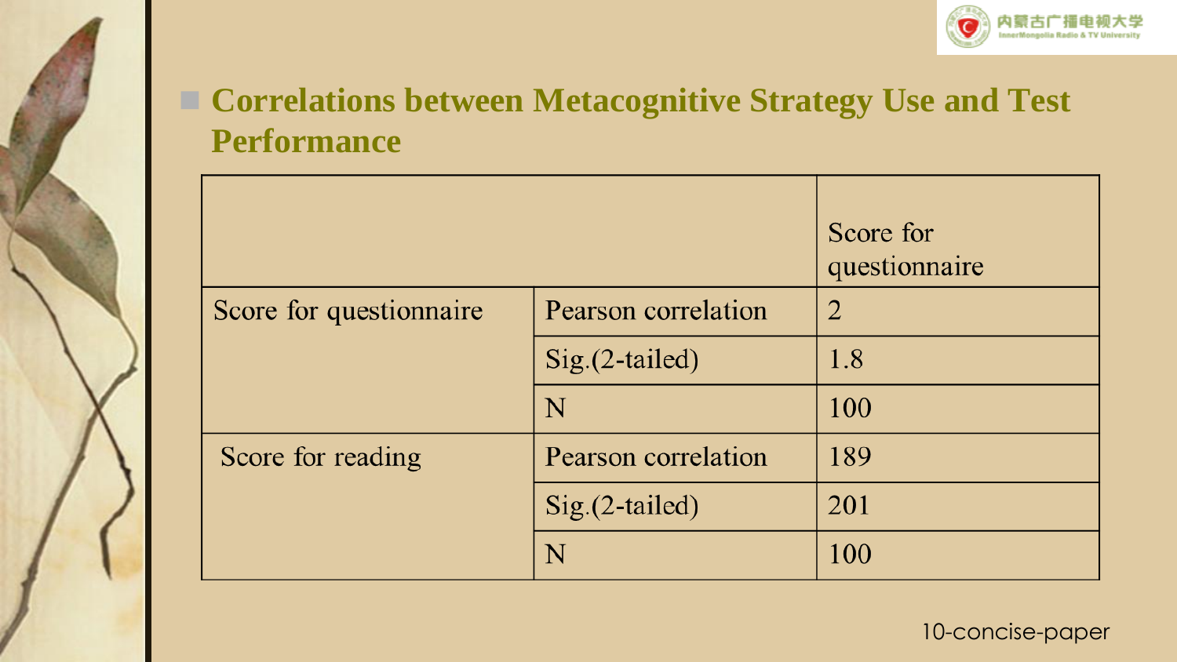## Correlations between Metacognitive Strategy Use and Test Performance

| | | Score for questionnaire |
|---|---|---|
| Score for questionnaire | Pearson correlation | 2 |
| | Sig.(2-tailed) | 1.8 |
| | N | 100 |
| Score for reading | Pearson correlation | 189 |
| | Sig.(2-tailed) | 201 |
| | N | 100 |

10-concise-paper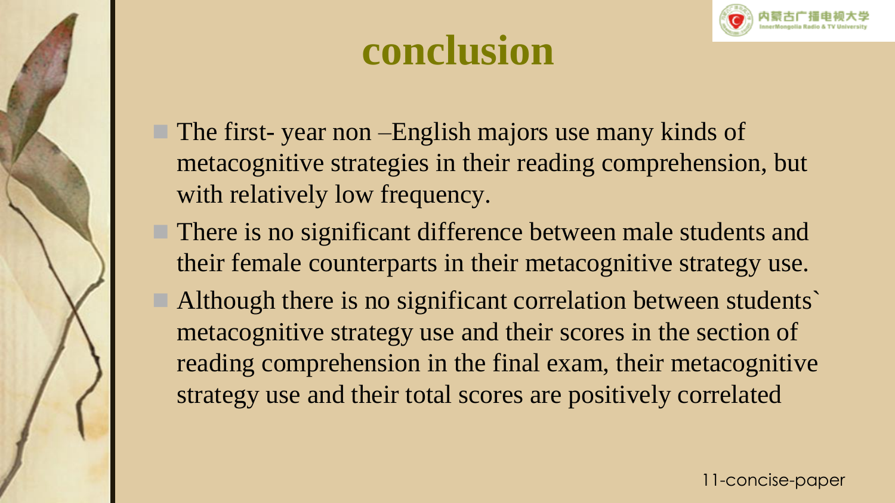# conclusion

- The first- year non –English majors use many kinds of metacognitive strategies in their reading comprehension, but with relatively low frequency.
- There is no significant difference between male students and their female counterparts in their metacognitive strategy use.
- Although there is no significant correlation between students` metacognitive strategy use and their scores in the section of reading comprehension in the final exam, their metacognitive strategy use and their total scores are positively correlated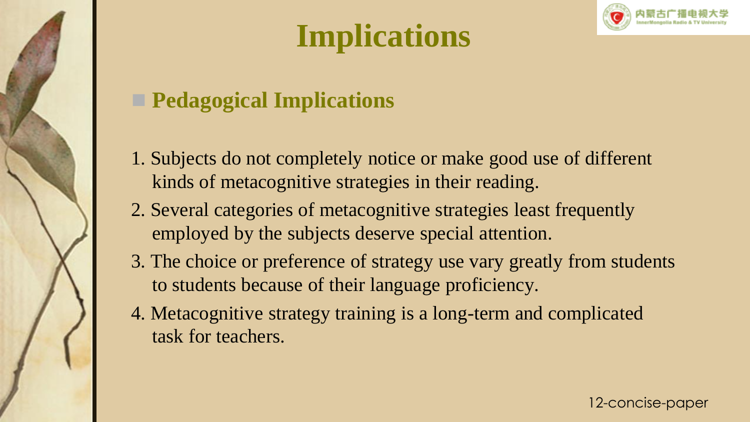# Implications

- **Pedagogical Implications**

1. Subjects do not completely notice or make good use of different kinds of metacognitive strategies in their reading.
2. Several categories of metacognitive strategies least frequently employed by the subjects deserve special attention.
3. The choice or preference of strategy use vary greatly from students to students because of their language proficiency.
4. Metacognitive strategy training is a long-term and complicated task for teachers.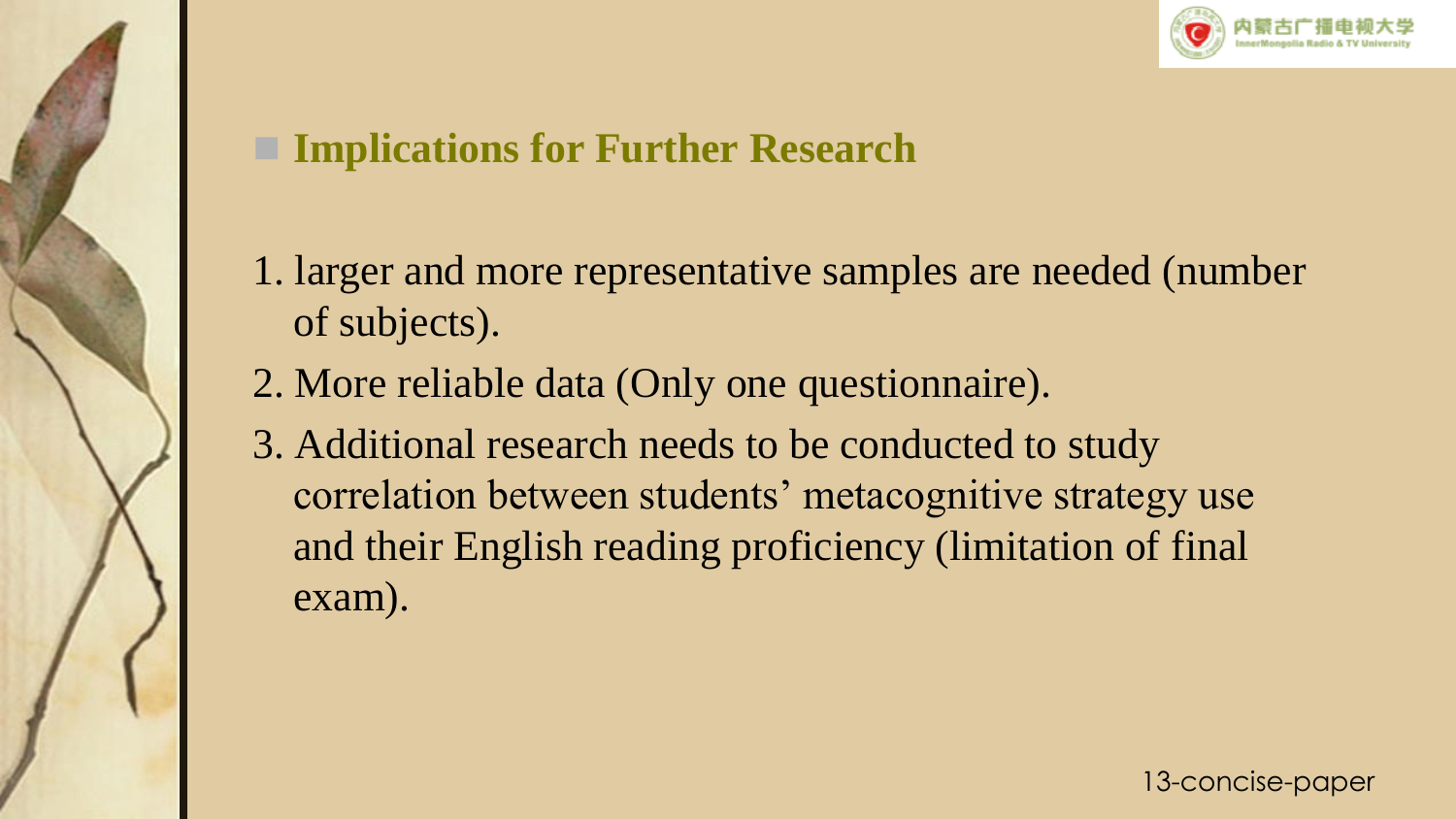## Implications for Further Research

1. larger and more representative samples are needed (number of subjects).
2. More reliable data (Only one questionnaire).
3. Additional research needs to be conducted to study correlation between students' metacognitive strategy use and their English reading proficiency (limitation of final exam).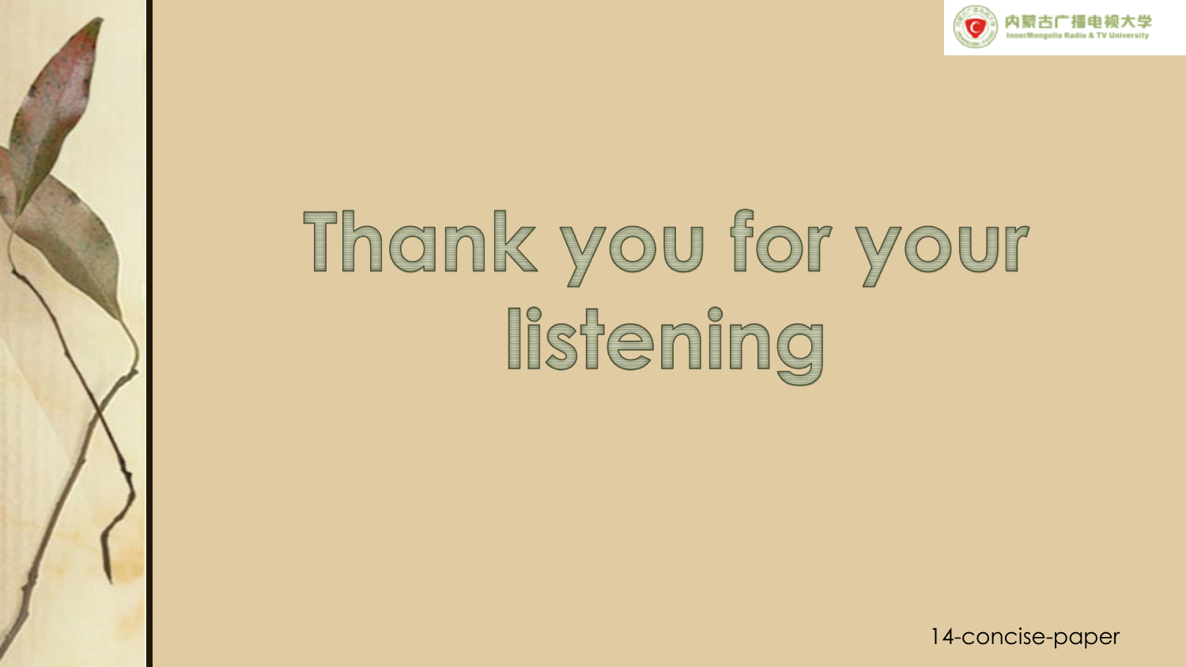# Thank you for your listening

14-concise-paper